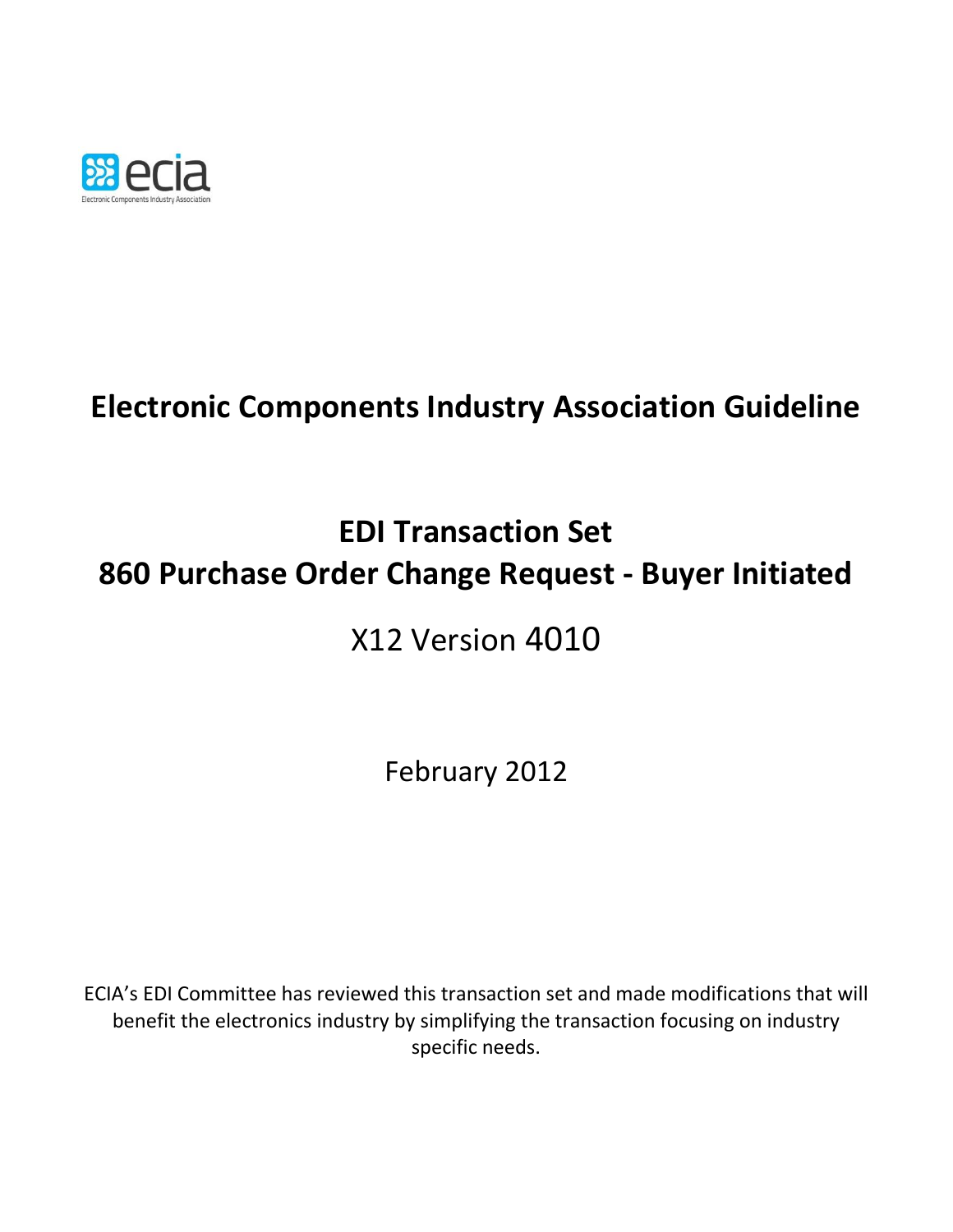# Electronic Components Industry Association Guideline

## EDI Transaction Set
## 860 Purchase Order Change Request - Buyer Initiated

X12 Version 4010

February 2012

ECIA's EDI Committee has reviewed this transaction set and made modifications that will benefit the electronics industry by simplifying the transaction focusing on industry specific needs.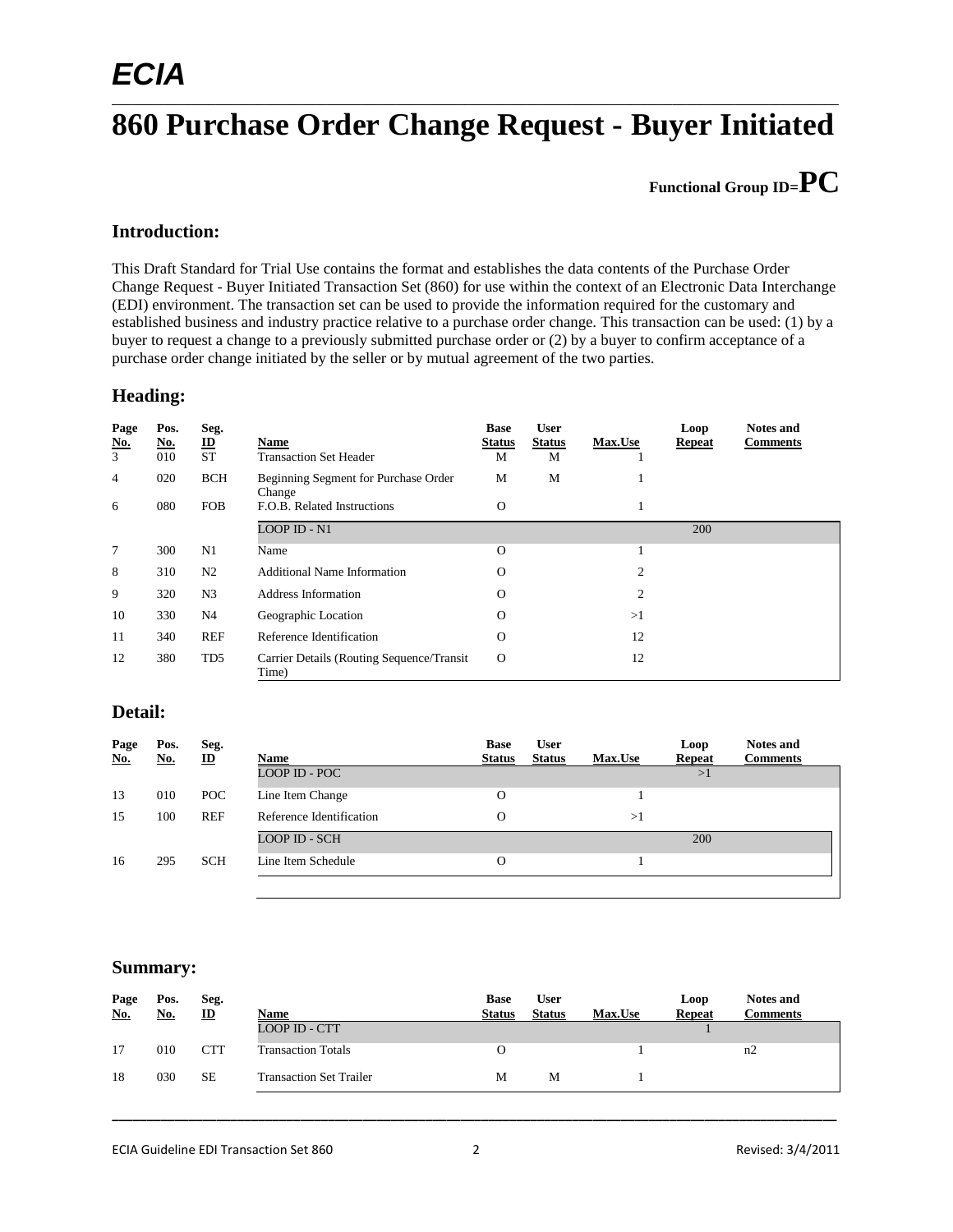# ECIA

# 860 Purchase Order Change Request - Buyer Initiated

**Functional Group ID=PC**

## Introduction:

This Draft Standard for Trial Use contains the format and establishes the data contents of the Purchase Order Change Request - Buyer Initiated Transaction Set (860) for use within the context of an Electronic Data Interchange (EDI) environment. The transaction set can be used to provide the information required for the customary and established business and industry practice relative to a purchase order change. This transaction can be used: (1) by a buyer to request a change to a previously submitted purchase order or (2) by a buyer to confirm acceptance of a purchase order change initiated by the seller or by mutual agreement of the two parties.

## Heading:

| Page No. | Pos. No. | Seg. ID | Name | Base Status | User Status | Max.Use | Loop Repeat | Notes and Comments |
|---|---|---|---|---|---|---|---|---|
| 3 | 010 | ST | Transaction Set Header | M | M | 1 | | |
| 4 | 020 | BCH | Beginning Segment for Purchase Order Change | M | M | 1 | | |
| 6 | 080 | FOB | F.O.B. Related Instructions | O | | 1 | | |
| | | | LOOP ID - N1 | | | | 200 | |
| 7 | 300 | N1 | Name | O | | 1 | | |
| 8 | 310 | N2 | Additional Name Information | O | | 2 | | |
| 9 | 320 | N3 | Address Information | O | | 2 | | |
| 10 | 330 | N4 | Geographic Location | O | | >1 | | |
| 11 | 340 | REF | Reference Identification | O | | 12 | | |
| 12 | 380 | TD5 | Carrier Details (Routing Sequence/Transit Time) | O | | 12 | | |

## Detail:

| Page No. | Pos. No. | Seg. ID | Name | Base Status | User Status | Max.Use | Loop Repeat | Notes and Comments |
|---|---|---|---|---|---|---|---|---|
| | | | LOOP ID - POC | | | | >1 | |
| 13 | 010 | POC | Line Item Change | O | | 1 | | |
| 15 | 100 | REF | Reference Identification | O | | >1 | | |
| | | | LOOP ID - SCH | | | | 200 | |
| 16 | 295 | SCH | Line Item Schedule | O | | 1 | | |

## Summary:

| Page No. | Pos. No. | Seg. ID | Name | Base Status | User Status | Max.Use | Loop Repeat | Notes and Comments |
|---|---|---|---|---|---|---|---|---|
| | | | LOOP ID - CTT | | | | 1 | |
| 17 | 010 | CTT | Transaction Totals | O | | 1 | | n2 |
| 18 | 030 | SE | Transaction Set Trailer | M | M | 1 | | |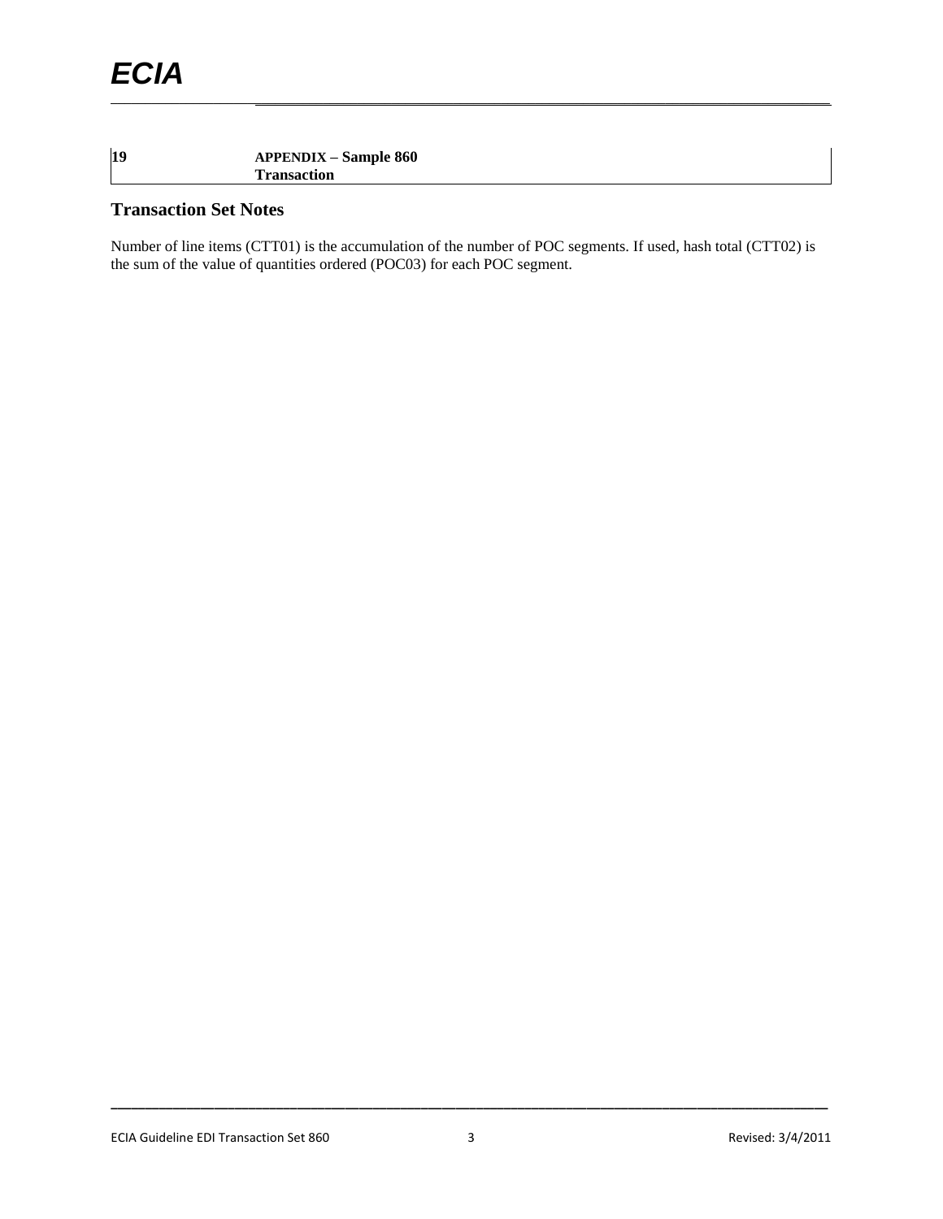| 19 | APPENDIX – Sample 860 Transaction |
|---|---|

## Transaction Set Notes

Number of line items (CTT01) is the accumulation of the number of POC segments. If used, hash total (CTT02) is the sum of the value of quantities ordered (POC03) for each POC segment.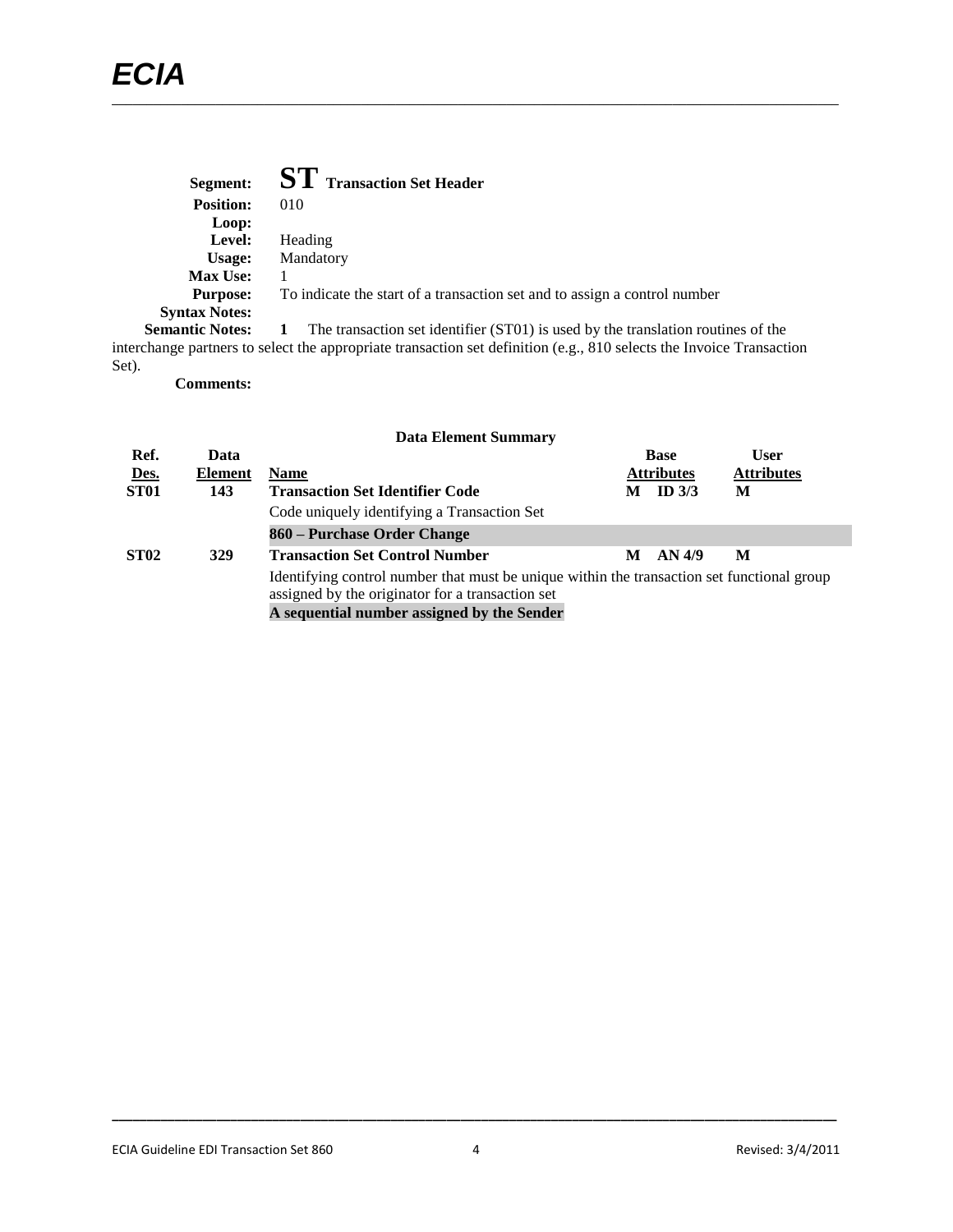**Segment:** **ST** **Transaction Set Header**
**Position:** 010
**Loop:**
**Level:** Heading
**Usage:** Mandatory
**Max Use:** 1
**Purpose:** To indicate the start of a transaction set and to assign a control number
**Syntax Notes:**
**Semantic Notes:** **1** The transaction set identifier (ST01) is used by the translation routines of the interchange partners to select the appropriate transaction set definition (e.g., 810 selects the Invoice Transaction Set).
**Comments:**

**Data Element Summary**

| Ref. Des. | Data Element | Name | Base Attributes | | User Attributes |
|---|---|---|---|---|---|
| **ST01** | **143** | **Transaction Set Identifier Code** | **M** | **ID 3/3** | **M** |
| | | Code uniquely identifying a Transaction Set | | | |
| | | **860 – Purchase Order Change** | | | |
| **ST02** | **329** | **Transaction Set Control Number** | **M** | **AN 4/9** | **M** |
| | | Identifying control number that must be unique within the transaction set functional group assigned by the originator for a transaction set | | | |
| | | **A sequential number assigned by the Sender** | | | |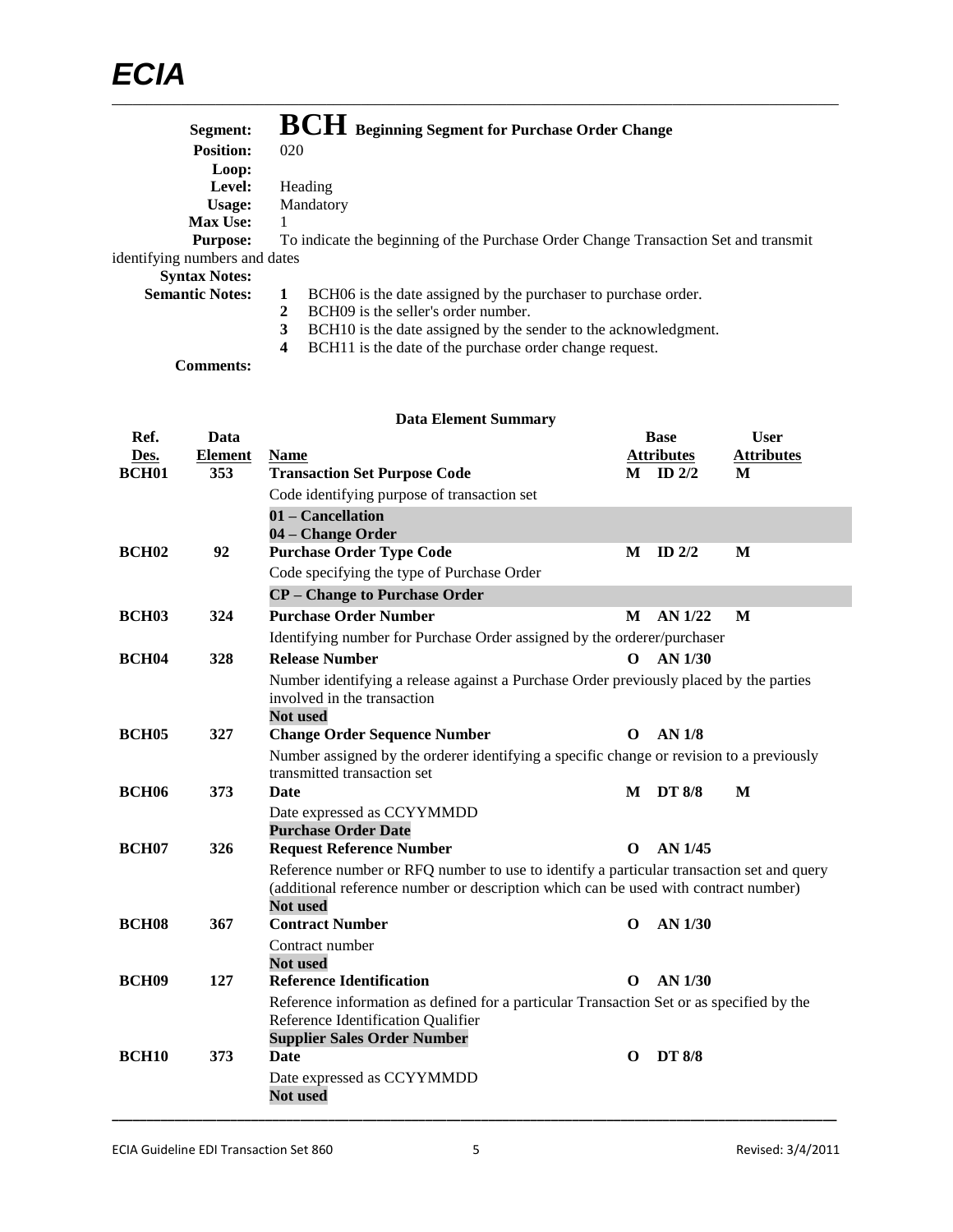# BCH Beginning Segment for Purchase Order Change

**Segment:** BCH Beginning Segment for Purchase Order Change
**Position:** 020
**Loop:**
**Level:** Heading
**Usage:** Mandatory
**Max Use:** 1
**Purpose:** To indicate the beginning of the Purchase Order Change Transaction Set and transmit identifying numbers and dates
**Syntax Notes:**
**Semantic Notes:**
1. BCH06 is the date assigned by the purchaser to purchase order.
2. BCH09 is the seller's order number.
3. BCH10 is the date assigned by the sender to the acknowledgment.
4. BCH11 is the date of the purchase order change request.

**Comments:**

## Data Element Summary

| Ref. Des. | Data Element | Name | Base Attributes | | User Attributes |
|---|---|---|---|---|---|
| **BCH01** | **353** | **Transaction Set Purpose Code** | **M** | **ID 2/2** | **M** |
| | | Code identifying purpose of transaction set | | | |
| | | **01 – Cancellation**<br>**04 – Change Order** | | | |
| **BCH02** | **92** | **Purchase Order Type Code** | **M** | **ID 2/2** | **M** |
| | | Code specifying the type of Purchase Order | | | |
| | | **CP – Change to Purchase Order** | | | |
| **BCH03** | **324** | **Purchase Order Number** | **M** | **AN 1/22** | **M** |
| | | Identifying number for Purchase Order assigned by the orderer/purchaser | | | |
| **BCH04** | **328** | **Release Number** | **O** | **AN 1/30** | |
| | | Number identifying a release against a Purchase Order previously placed by the parties involved in the transaction<br>**Not used** | | | |
| **BCH05** | **327** | **Change Order Sequence Number** | **O** | **AN 1/8** | |
| | | Number assigned by the orderer identifying a specific change or revision to a previously transmitted transaction set | | | |
| **BCH06** | **373** | **Date** | **M** | **DT 8/8** | **M** |
| | | Date expressed as CCYYMMDD<br>**Purchase Order Date** | | | |
| **BCH07** | **326** | **Request Reference Number** | **O** | **AN 1/45** | |
| | | Reference number or RFQ number to use to identify a particular transaction set and query (additional reference number or description which can be used with contract number)<br>**Not used** | | | |
| **BCH08** | **367** | **Contract Number** | **O** | **AN 1/30** | |
| | | Contract number<br>**Not used** | | | |
| **BCH09** | **127** | **Reference Identification** | **O** | **AN 1/30** | |
| | | Reference information as defined for a particular Transaction Set or as specified by the Reference Identification Qualifier<br>**Supplier Sales Order Number** | | | |
| **BCH10** | **373** | **Date** | **O** | **DT 8/8** | |
| | | Date expressed as CCYYMMDD<br>**Not used** | | | |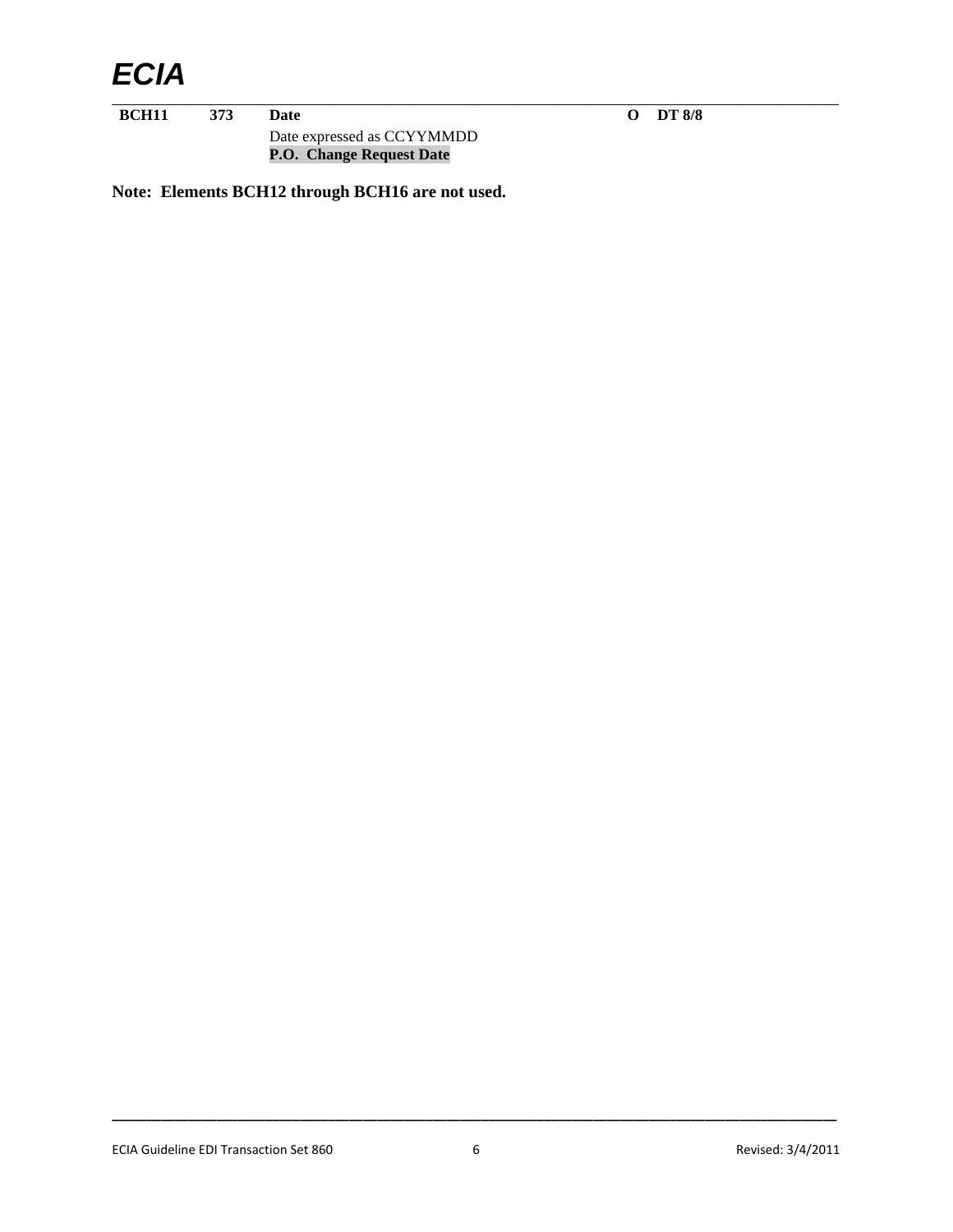| | | | | |
|---|---|---|---|---|
| **BCH11** | **373** | **Date**<br>Date expressed as CCYYMMDD<br>**P.O. Change Request Date** | **O** | **DT 8/8** |

**Note: Elements BCH12 through BCH16 are not used.**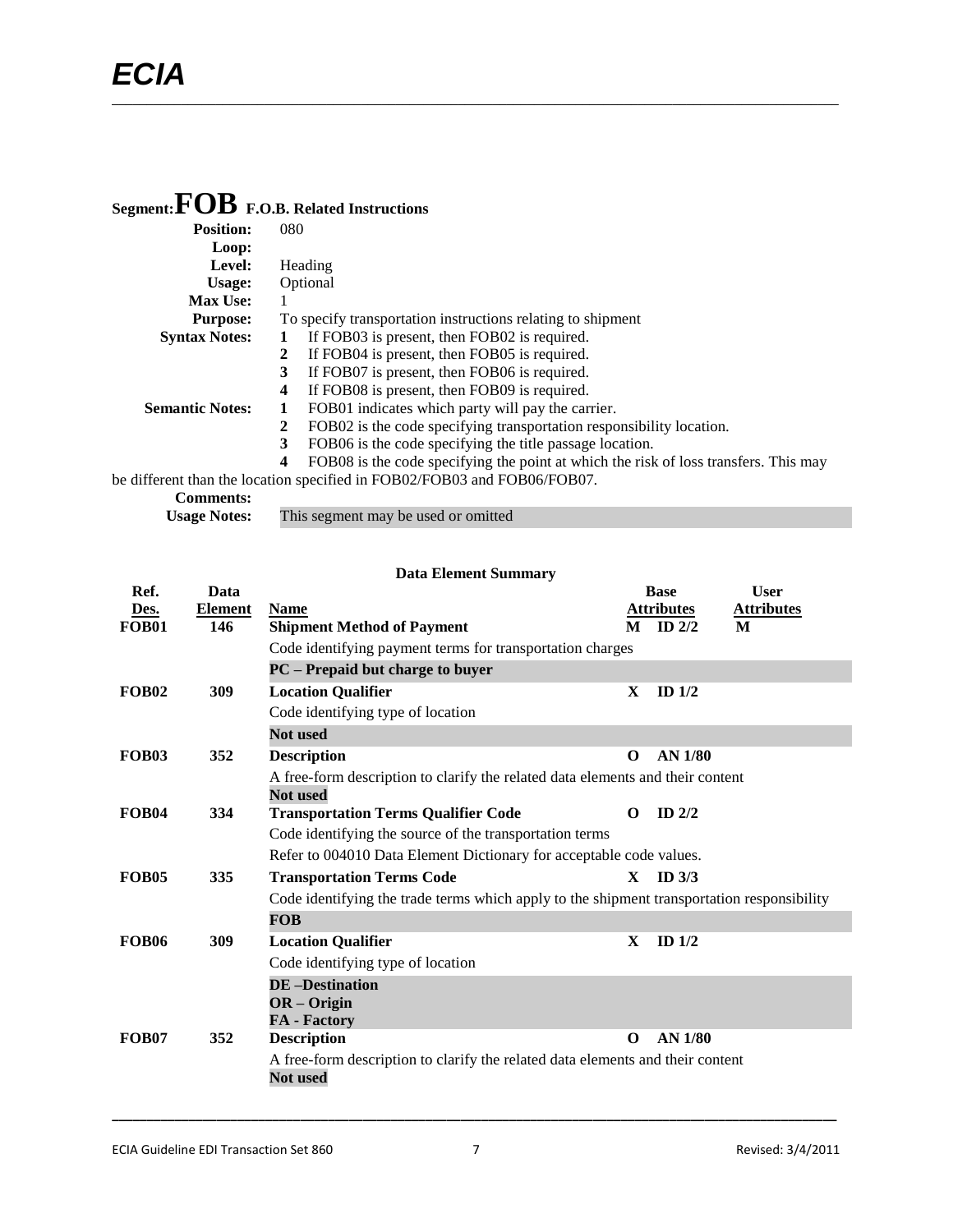# Segment: FOB F.O.B. Related Instructions

**Position:** 080

**Loop:**

**Level:** Heading

**Usage:** Optional

**Max Use:** 1

**Purpose:** To specify transportation instructions relating to shipment

**Syntax Notes:**
1. If FOB03 is present, then FOB02 is required.
2. If FOB04 is present, then FOB05 is required.
3. If FOB07 is present, then FOB06 is required.
4. If FOB08 is present, then FOB09 is required.

**Semantic Notes:**
1. FOB01 indicates which party will pay the carrier.
2. FOB02 is the code specifying transportation responsibility location.
3. FOB06 is the code specifying the title passage location.
4. FOB08 is the code specifying the point at which the risk of loss transfers. This may be different than the location specified in FOB02/FOB03 and FOB06/FOB07.

**Comments:**

**Usage Notes:** This segment may be used or omitted

## Data Element Summary

| Ref. Des. | Data Element | Name | Base Attributes | | User Attributes |
|---|---|---|---|---|---|
| **FOB01** | **146** | **Shipment Method of Payment** | **M** | **ID 2/2** | **M** |
| | | Code identifying payment terms for transportation charges | | | |
| | | **PC – Prepaid but charge to buyer** | | | |
| **FOB02** | **309** | **Location Qualifier** | **X** | **ID 1/2** | |
| | | Code identifying type of location | | | |
| | | **Not used** | | | |
| **FOB03** | **352** | **Description** | **O** | **AN 1/80** | |
| | | A free-form description to clarify the related data elements and their content | | | |
| | | **Not used** | | | |
| **FOB04** | **334** | **Transportation Terms Qualifier Code** | **O** | **ID 2/2** | |
| | | Code identifying the source of the transportation terms | | | |
| | | Refer to 004010 Data Element Dictionary for acceptable code values. | | | |
| **FOB05** | **335** | **Transportation Terms Code** | **X** | **ID 3/3** | |
| | | Code identifying the trade terms which apply to the shipment transportation responsibility | | | |
| | | **FOB** | | | |
| **FOB06** | **309** | **Location Qualifier** | **X** | **ID 1/2** | |
| | | Code identifying type of location | | | |
| | | **DE –Destination**<br>**OR – Origin**<br>**FA - Factory** | | | |
| **FOB07** | **352** | **Description** | **O** | **AN 1/80** | |
| | | A free-form description to clarify the related data elements and their content | | | |
| | | **Not used** | | | |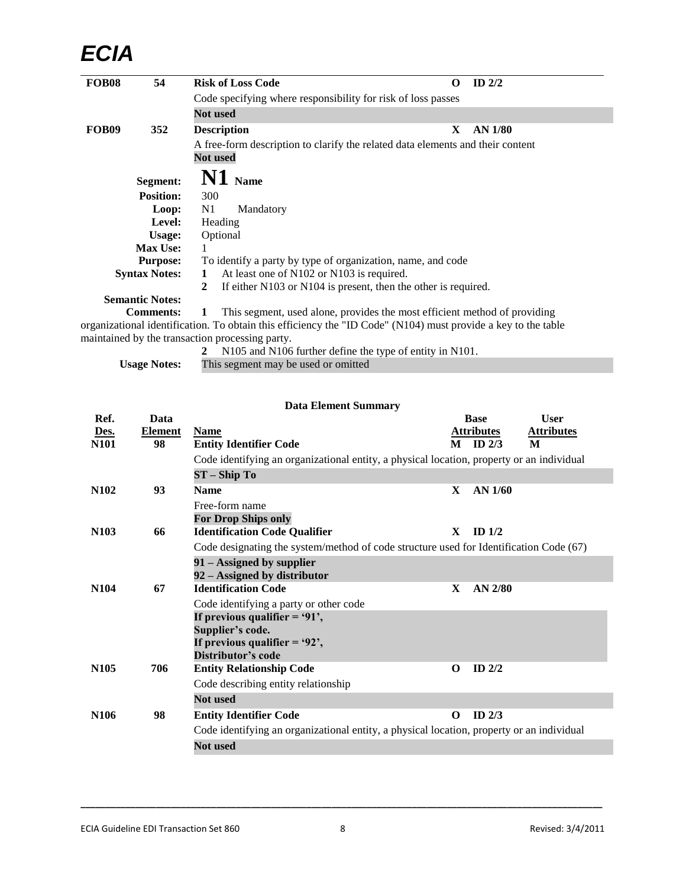| | | | | |
|---|---|---|---|---|
| **FOB08** | **54** | **Risk of Loss Code** | **O** | **ID 2/2** |
| | | Code specifying where responsibility for risk of loss passes | | |
| | | **Not used** | | |
| **FOB09** | **352** | **Description** | **X** | **AN 1/80** |
| | | A free-form description to clarify the related data elements and their content | | |
| | | **Not used** | | |

# N1 Name

**Segment:** N1 Name

**Position:** 300

**Loop:** N1 Mandatory

**Level:** Heading

**Usage:** Optional

**Max Use:** 1

**Purpose:** To identify a party by type of organization, name, and code

**Syntax Notes:**
1. At least one of N102 or N103 is required.
2. If either N103 or N104 is present, then the other is required.

**Semantic Notes:**

**Comments:**
1. This segment, used alone, provides the most efficient method of providing organizational identification. To obtain this efficiency the "ID Code" (N104) must provide a key to the table maintained by the transaction processing party.
2. N105 and N106 further define the type of entity in N101.

**Usage Notes:** This segment may be used or omitted

**Data Element Summary**

| Ref. Des. | Data Element | Name | | Base Attributes | User Attributes |
|---|---|---|---|---|---|
| **N101** | **98** | **Entity Identifier Code** | **M** | **ID 2/3** | **M** |
| | | Code identifying an organizational entity, a physical location, property or an individual | | | |
| | | **ST – Ship To** | | | |
| **N102** | **93** | **Name** | **X** | **AN 1/60** | |
| | | Free-form name<br>**For Drop Ships only** | | | |
| **N103** | **66** | **Identification Code Qualifier** | **X** | **ID 1/2** | |
| | | Code designating the system/method of code structure used for Identification Code (67) | | | |
| | | **91 – Assigned by supplier**<br>**92 – Assigned by distributor** | | | |
| **N104** | **67** | **Identification Code** | **X** | **AN 2/80** | |
| | | Code identifying a party or other code | | | |
| | | **If previous qualifier = '91', Supplier's code.**<br>**If previous qualifier = '92', Distributor's code** | | | |
| **N105** | **706** | **Entity Relationship Code** | **O** | **ID 2/2** | |
| | | Code describing entity relationship | | | |
| | | **Not used** | | | |
| **N106** | **98** | **Entity Identifier Code** | **O** | **ID 2/3** | |
| | | Code identifying an organizational entity, a physical location, property or an individual | | | |
| | | **Not used** | | | |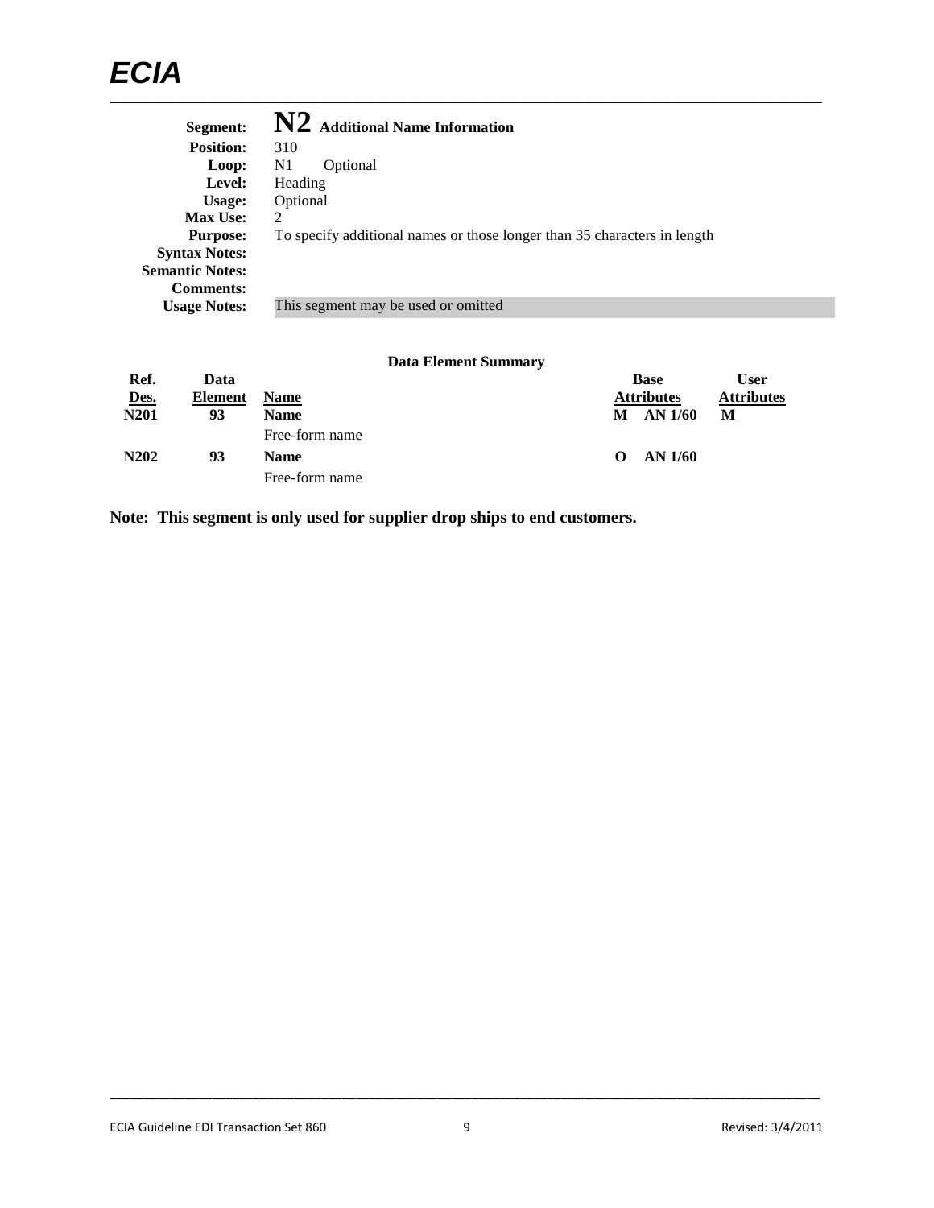| | |
|---|---|
| **Segment:** | **N2** **Additional Name Information** |
| **Position:** | 310 |
| **Loop:** | N1 Optional |
| **Level:** | Heading |
| **Usage:** | Optional |
| **Max Use:** | 2 |
| **Purpose:** | To specify additional names or those longer than 35 characters in length |
| **Syntax Notes:** | |
| **Semantic Notes:** | |
| **Comments:** | |
| **Usage Notes:** | This segment may be used or omitted |

**Data Element Summary**

| Ref. Des. | Data Element | Name | Base Attributes | | User Attributes |
|---|---|---|---|---|---|
| **N201** | **93** | **Name** | **M** | **AN 1/60** | **M** |
| | | Free-form name | | | |
| **N202** | **93** | **Name** | **O** | **AN 1/60** | |
| | | Free-form name | | | |

**Note: This segment is only used for supplier drop ships to end customers.**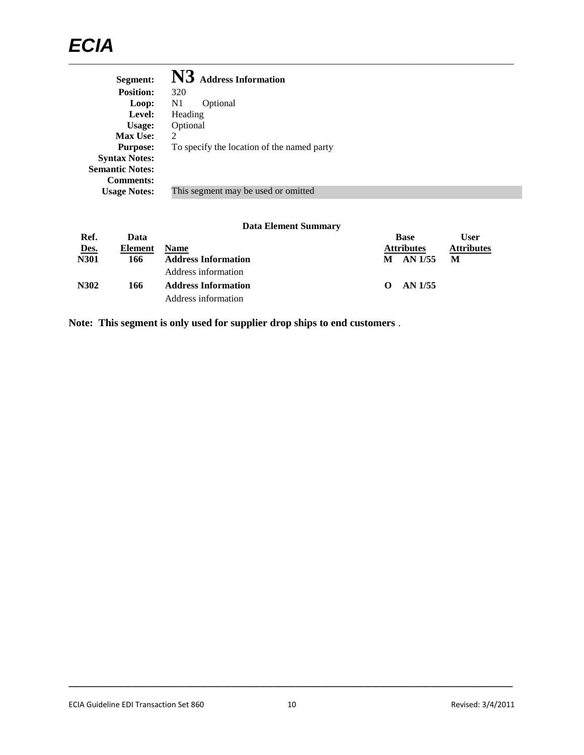| | |
|---|---|
| **Segment:** | **N3** **Address Information** |
| **Position:** | 320 |
| **Loop:** | N1 Optional |
| **Level:** | Heading |
| **Usage:** | Optional |
| **Max Use:** | 2 |
| **Purpose:** | To specify the location of the named party |
| **Syntax Notes:** | |
| **Semantic Notes:** | |
| **Comments:** | |
| **Usage Notes:** | This segment may be used or omitted |

**Data Element Summary**

| Ref. Des. | Data Element | Name | | Base Attributes | User Attributes |
|---|---|---|---|---|---|
| **N301** | **166** | **Address Information**<br>Address information | **M** | **AN 1/55** | **M** |
| **N302** | **166** | **Address Information**<br>Address information | **O** | **AN 1/55** | |

**Note: This segment is only used for supplier drop ships to end customers** .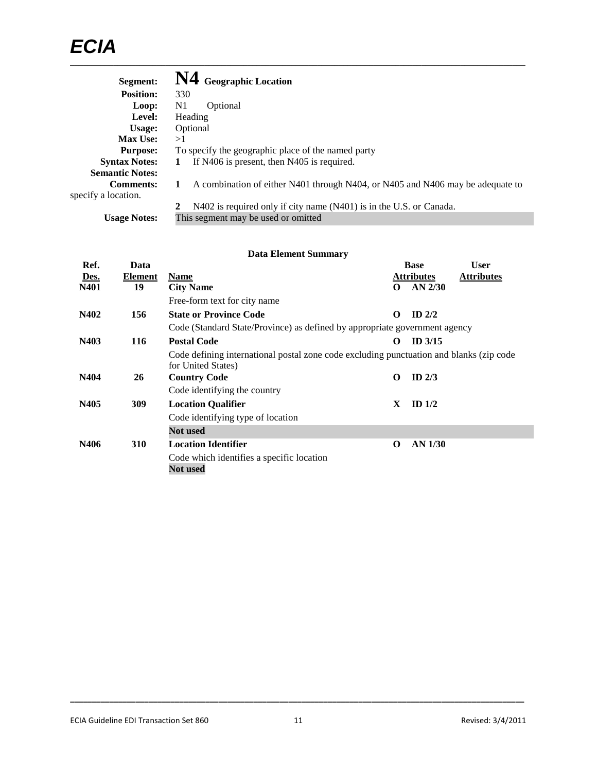| | |
|---|---|
| **Segment:** | **N4** **Geographic Location** |
| **Position:** | 330 |
| **Loop:** | N1 Optional |
| **Level:** | Heading |
| **Usage:** | Optional |
| **Max Use:** | >1 |
| **Purpose:** | To specify the geographic place of the named party |
| **Syntax Notes:** | **1** If N406 is present, then N405 is required. |
| **Semantic Notes:** | |
| **Comments:** | **1** A combination of either N401 through N404, or N405 and N406 may be adequate to specify a location. |
| | **2** N402 is required only if city name (N401) is in the U.S. or Canada. |
| **Usage Notes:** | This segment may be used or omitted |

**Data Element Summary**

| Ref. Des. | Data Element | Name | | Base Attributes | User Attributes |
|---|---|---|---|---|---|
| **N401** | **19** | **City Name** | **O** | **AN 2/30** | |
| | | Free-form text for city name | | | |
| **N402** | **156** | **State or Province Code** | **O** | **ID 2/2** | |
| | | Code (Standard State/Province) as defined by appropriate government agency | | | |
| **N403** | **116** | **Postal Code** | **O** | **ID 3/15** | |
| | | Code defining international postal zone code excluding punctuation and blanks (zip code for United States) | | | |
| **N404** | **26** | **Country Code** | **O** | **ID 2/3** | |
| | | Code identifying the country | | | |
| **N405** | **309** | **Location Qualifier** | **X** | **ID 1/2** | |
| | | Code identifying type of location | | | |
| | | **Not used** | | | |
| **N406** | **310** | **Location Identifier** | **O** | **AN 1/30** | |
| | | Code which identifies a specific location | | | |
| | | **Not used** | | | |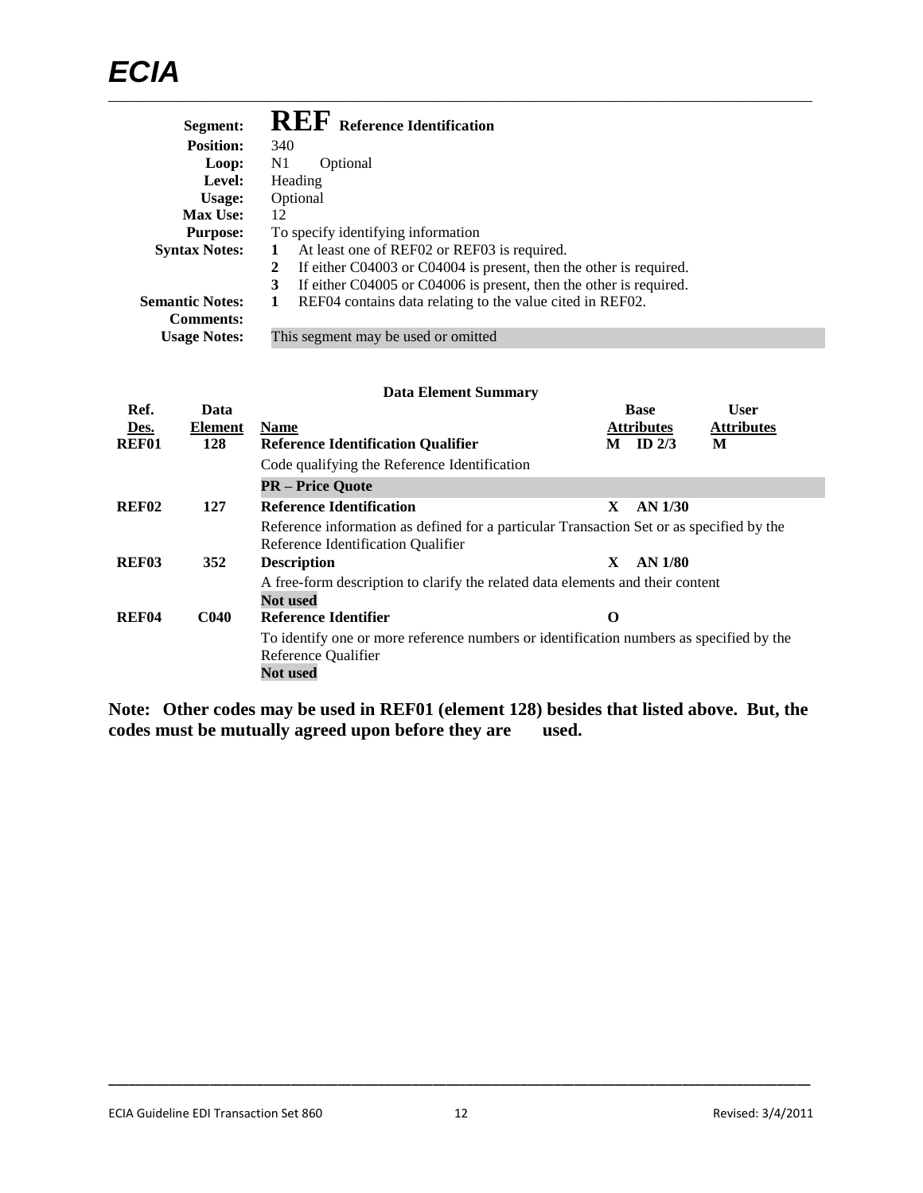**Segment:** **REF** **Reference Identification**
**Position:** 340
**Loop:** N1 Optional
**Level:** Heading
**Usage:** Optional
**Max Use:** 12
**Purpose:** To specify identifying information
**Syntax Notes:**
1. At least one of REF02 or REF03 is required.
2. If either C04003 or C04004 is present, then the other is required.
3. If either C04005 or C04006 is present, then the other is required.

**Semantic Notes:**
1. REF04 contains data relating to the value cited in REF02.

**Comments:**
**Usage Notes:** This segment may be used or omitted

**Data Element Summary**

| Ref. Des. | Data Element | Name | Base Attributes | User Attributes |
|---|---|---|---|---|
| **REF01** | **128** | **Reference Identification Qualifier** | **M ID 2/3** | **M** |
| | | Code qualifying the Reference Identification | | |
| | | **PR – Price Quote** | | |
| **REF02** | **127** | **Reference Identification** | **X AN 1/30** | |
| | | Reference information as defined for a particular Transaction Set or as specified by the Reference Identification Qualifier | | |
| **REF03** | **352** | **Description** | **X AN 1/80** | |
| | | A free-form description to clarify the related data elements and their content **Not used** | | |
| **REF04** | **C040** | **Reference Identifier** | **O** | |
| | | To identify one or more reference numbers or identification numbers as specified by the Reference Qualifier **Not used** | | |

**Note: Other codes may be used in REF01 (element 128) besides that listed above. But, the codes must be mutually agreed upon before they are used.**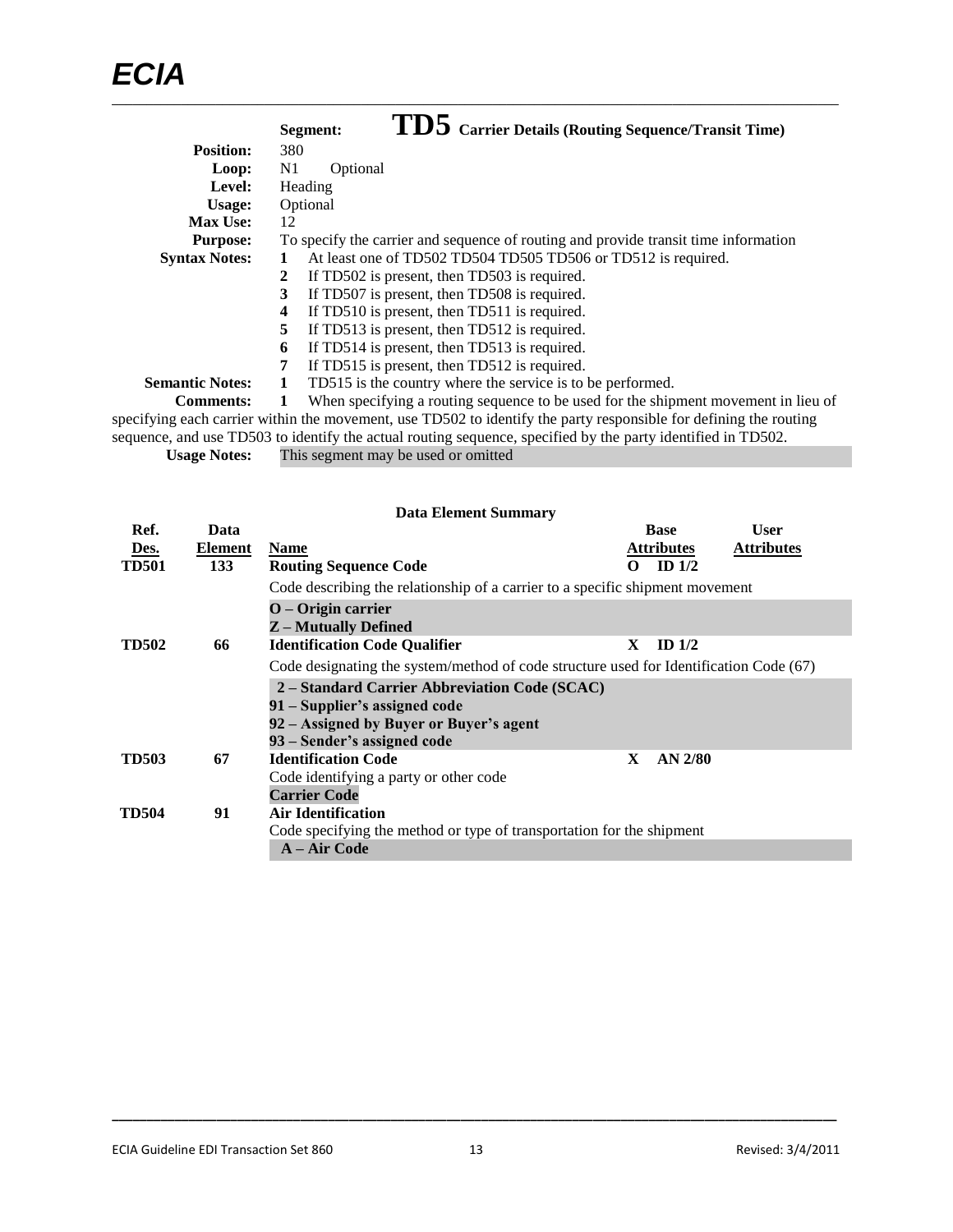**Segment:** **TD5** **Carrier Details (Routing Sequence/Transit Time)**

**Position:** 380
**Loop:** N1 Optional
**Level:** Heading
**Usage:** Optional
**Max Use:** 12
**Purpose:** To specify the carrier and sequence of routing and provide transit time information
**Syntax Notes:**
1. At least one of TD502 TD504 TD505 TD506 or TD512 is required.
2. If TD502 is present, then TD503 is required.
3. If TD507 is present, then TD508 is required.
4. If TD510 is present, then TD511 is required.
5. If TD513 is present, then TD512 is required.
6. If TD514 is present, then TD513 is required.
7. If TD515 is present, then TD512 is required.

**Semantic Notes:**
1. TD515 is the country where the service is to be performed.

**Comments:**
1. When specifying a routing sequence to be used for the shipment movement in lieu of specifying each carrier within the movement, use TD502 to identify the party responsible for defining the routing sequence, and use TD503 to identify the actual routing sequence, specified by the party identified in TD502.

**Usage Notes:** This segment may be used or omitted

**Data Element Summary**

| Ref. Des. | Data Element | Name | Base Attributes | | User Attributes |
|---|---|---|---|---|---|
| **TD501** | **133** | **Routing Sequence Code** | **O** | **ID 1/2** | |
| | | Code describing the relationship of a carrier to a specific shipment movement | | | |
| | | **O – Origin carrier**<br>**Z – Mutually Defined** | | | |
| **TD502** | **66** | **Identification Code Qualifier** | **X** | **ID 1/2** | |
| | | Code designating the system/method of code structure used for Identification Code (67) | | | |
| | | **2 – Standard Carrier Abbreviation Code (SCAC)**<br>**91 – Supplier's assigned code**<br>**92 – Assigned by Buyer or Buyer's agent**<br>**93 – Sender's assigned code** | | | |
| **TD503** | **67** | **Identification Code** | **X** | **AN 2/80** | |
| | | Code identifying a party or other code | | | |
| | | **Carrier Code** | | | |
| **TD504** | **91** | **Air Identification** | | | |
| | | Code specifying the method or type of transportation for the shipment | | | |
| | | **A – Air Code** | | | |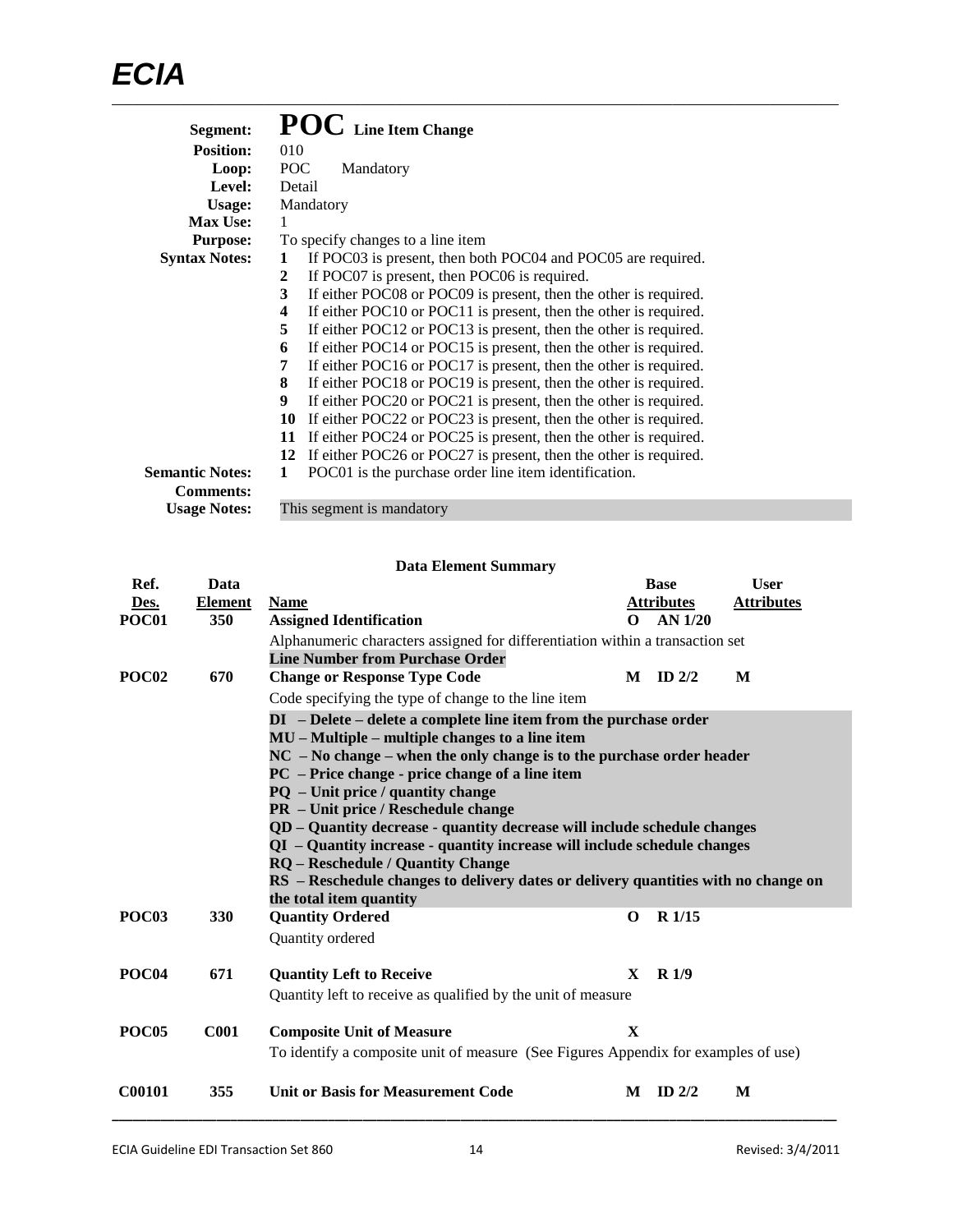| | |
|---|---|
| **Segment:** | **POC** **Line Item Change** |
| **Position:** | 010 |
| **Loop:** | POC Mandatory |
| **Level:** | Detail |
| **Usage:** | Mandatory |
| **Max Use:** | 1 |
| **Purpose:** | To specify changes to a line item |
| **Syntax Notes:** | **1** If POC03 is present, then both POC04 and POC05 are required.<br>**2** If POC07 is present, then POC06 is required.<br>**3** If either POC08 or POC09 is present, then the other is required.<br>**4** If either POC10 or POC11 is present, then the other is required.<br>**5** If either POC12 or POC13 is present, then the other is required.<br>**6** If either POC14 or POC15 is present, then the other is required.<br>**7** If either POC16 or POC17 is present, then the other is required.<br>**8** If either POC18 or POC19 is present, then the other is required.<br>**9** If either POC20 or POC21 is present, then the other is required.<br>**10** If either POC22 or POC23 is present, then the other is required.<br>**11** If either POC24 or POC25 is present, then the other is required.<br>**12** If either POC26 or POC27 is present, then the other is required. |
| **Semantic Notes:** | **1** POC01 is the purchase order line item identification. |
| **Comments:** | |
| **Usage Notes:** | This segment is mandatory |

**Data Element Summary**

| Ref. Des. | Data Element | Name | | Base Attributes | User Attributes |
|---|---|---|---|---|---|
| **POC01** | **350** | **Assigned Identification**<br>Alphanumeric characters assigned for differentiation within a transaction set<br>**Line Number from Purchase Order** | **O** | **AN 1/20** | |
| **POC02** | **670** | **Change or Response Type Code**<br>Code specifying the type of change to the line item<br>**DI – Delete – delete a complete line item from the purchase order**<br>**MU – Multiple – multiple changes to a line item**<br>**NC – No change – when the only change is to the purchase order header**<br>**PC – Price change - price change of a line item**<br>**PQ – Unit price / quantity change**<br>**PR – Unit price / Reschedule change**<br>**QD – Quantity decrease - quantity decrease will include schedule changes**<br>**QI – Quantity increase - quantity increase will include schedule changes**<br>**RQ – Reschedule / Quantity Change**<br>**RS – Reschedule changes to delivery dates or delivery quantities with no change on the total item quantity** | **M** | **ID 2/2** | **M** |
| **POC03** | **330** | **Quantity Ordered**<br>Quantity ordered | **O** | **R 1/15** | |
| **POC04** | **671** | **Quantity Left to Receive**<br>Quantity left to receive as qualified by the unit of measure | **X** | **R 1/9** | |
| **POC05** | **C001** | **Composite Unit of Measure**<br>To identify a composite unit of measure (See Figures Appendix for examples of use) | **X** | | |
| **C00101** | **355** | **Unit or Basis for Measurement Code** | **M** | **ID 2/2** | **M** |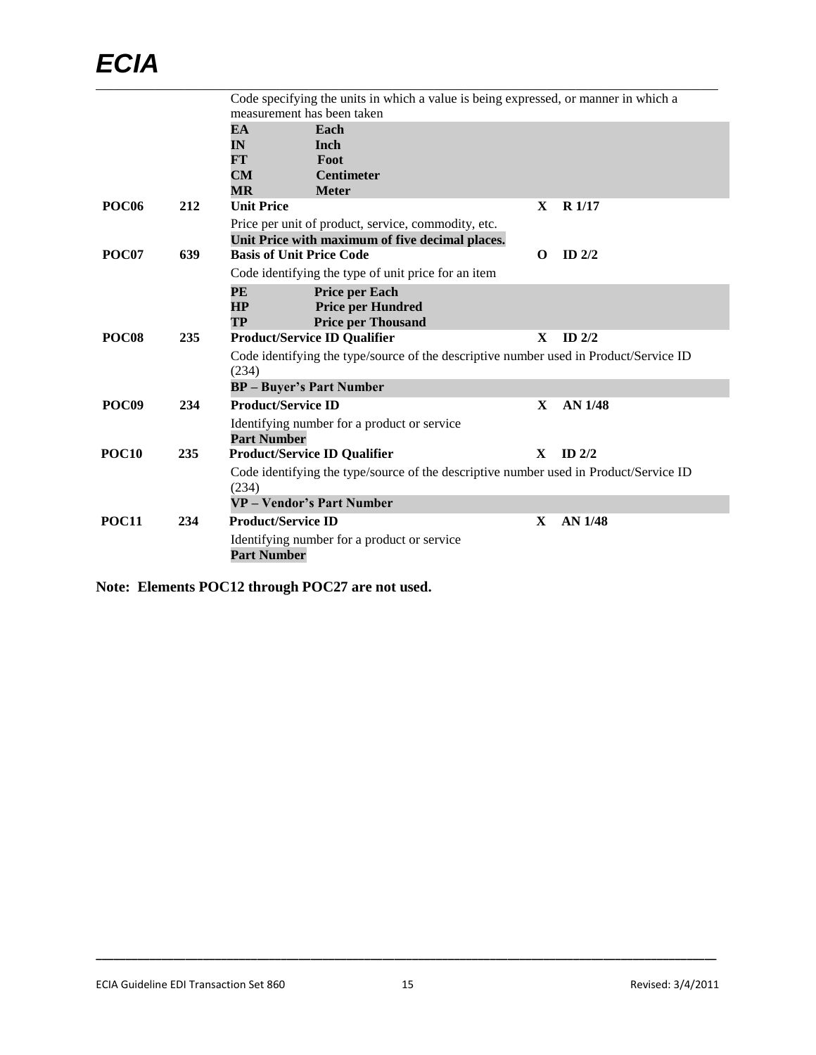Code specifying the units in which a value is being expressed, or manner in which a measurement has been taken

| | |
|---|---|
| **EA** | **Each** |
| **IN** | **Inch** |
| **FT** | **Foot** |
| **CM** | **Centimeter** |
| **MR** | **Meter** |

| Ref | Ele | Name | Req | Type |
|---|---|---|---|---|
| **POC06** | **212** | **Unit Price** | **X** | **R 1/17** |

Price per unit of product, service, commodity, etc.

**Unit Price with maximum of five decimal places.**

| Ref | Ele | Name | Req | Type |
|---|---|---|---|---|
| **POC07** | **639** | **Basis of Unit Price Code** | **O** | **ID 2/2** |

Code identifying the type of unit price for an item

| | |
|---|---|
| **PE** | **Price per Each** |
| **HP** | **Price per Hundred** |
| **TP** | **Price per Thousand** |

| Ref | Ele | Name | Req | Type |
|---|---|---|---|---|
| **POC08** | **235** | **Product/Service ID Qualifier** | **X** | **ID 2/2** |

Code identifying the type/source of the descriptive number used in Product/Service ID (234)

**BP – Buyer's Part Number**

| Ref | Ele | Name | Req | Type |
|---|---|---|---|---|
| **POC09** | **234** | **Product/Service ID** | **X** | **AN 1/48** |

Identifying number for a product or service

**Part Number**

| Ref | Ele | Name | Req | Type |
|---|---|---|---|---|
| **POC10** | **235** | **Product/Service ID Qualifier** | **X** | **ID 2/2** |

Code identifying the type/source of the descriptive number used in Product/Service ID (234)

**VP – Vendor's Part Number**

| Ref | Ele | Name | Req | Type |
|---|---|---|---|---|
| **POC11** | **234** | **Product/Service ID** | **X** | **AN 1/48** |

Identifying number for a product or service

**Part Number**

**Note: Elements POC12 through POC27 are not used.**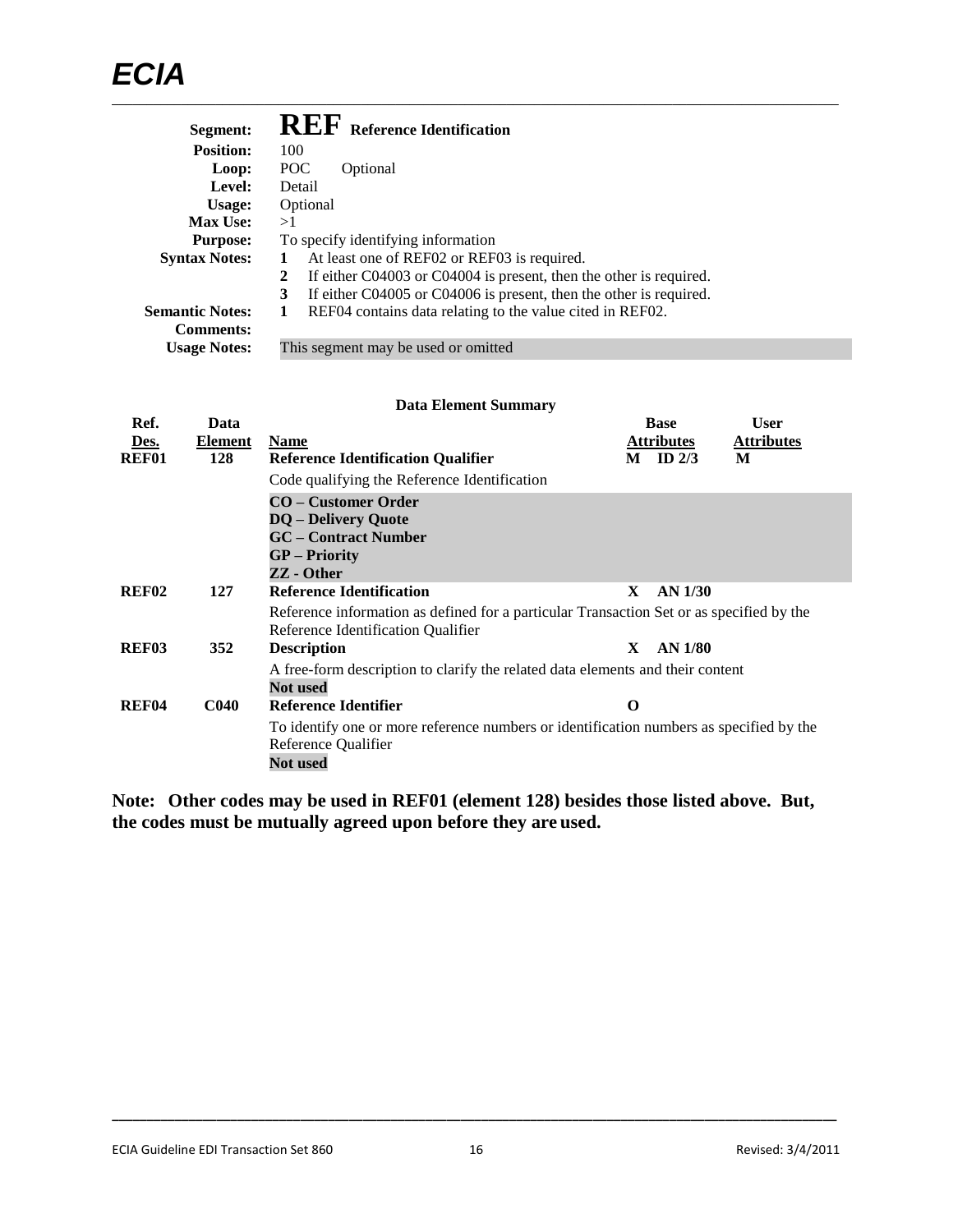| | |
|---|---|
| **Segment:** | **REF** **Reference Identification** |
| **Position:** | 100 |
| **Loop:** | POC Optional |
| **Level:** | Detail |
| **Usage:** | Optional |
| **Max Use:** | >1 |
| **Purpose:** | To specify identifying information |
| **Syntax Notes:** | **1** At least one of REF02 or REF03 is required. |
| | **2** If either C04003 or C04004 is present, then the other is required. |
| | **3** If either C04005 or C04006 is present, then the other is required. |
| **Semantic Notes:** | **1** REF04 contains data relating to the value cited in REF02. |
| **Comments:** | |
| **Usage Notes:** | This segment may be used or omitted |

**Data Element Summary**

| Ref. Des. | Data Element | Name | Base Attributes | | User Attributes |
|---|---|---|---|---|---|
| **REF01** | **128** | **Reference Identification Qualifier** | **M** | **ID 2/3** | **M** |
| | | Code qualifying the Reference Identification | | | |
| | | **CO – Customer Order**<br>**DQ – Delivery Quote**<br>**GC – Contract Number**<br>**GP – Priority**<br>**ZZ - Other** | | | |
| **REF02** | **127** | **Reference Identification** | **X** | **AN 1/30** | |
| | | Reference information as defined for a particular Transaction Set or as specified by the Reference Identification Qualifier | | | |
| **REF03** | **352** | **Description** | **X** | **AN 1/80** | |
| | | A free-form description to clarify the related data elements and their content<br>**Not used** | | | |
| **REF04** | **C040** | **Reference Identifier** | **O** | | |
| | | To identify one or more reference numbers or identification numbers as specified by the Reference Qualifier<br>**Not used** | | | |

**Note: Other codes may be used in REF01 (element 128) besides those listed above. But, the codes must be mutually agreed upon before they are used.**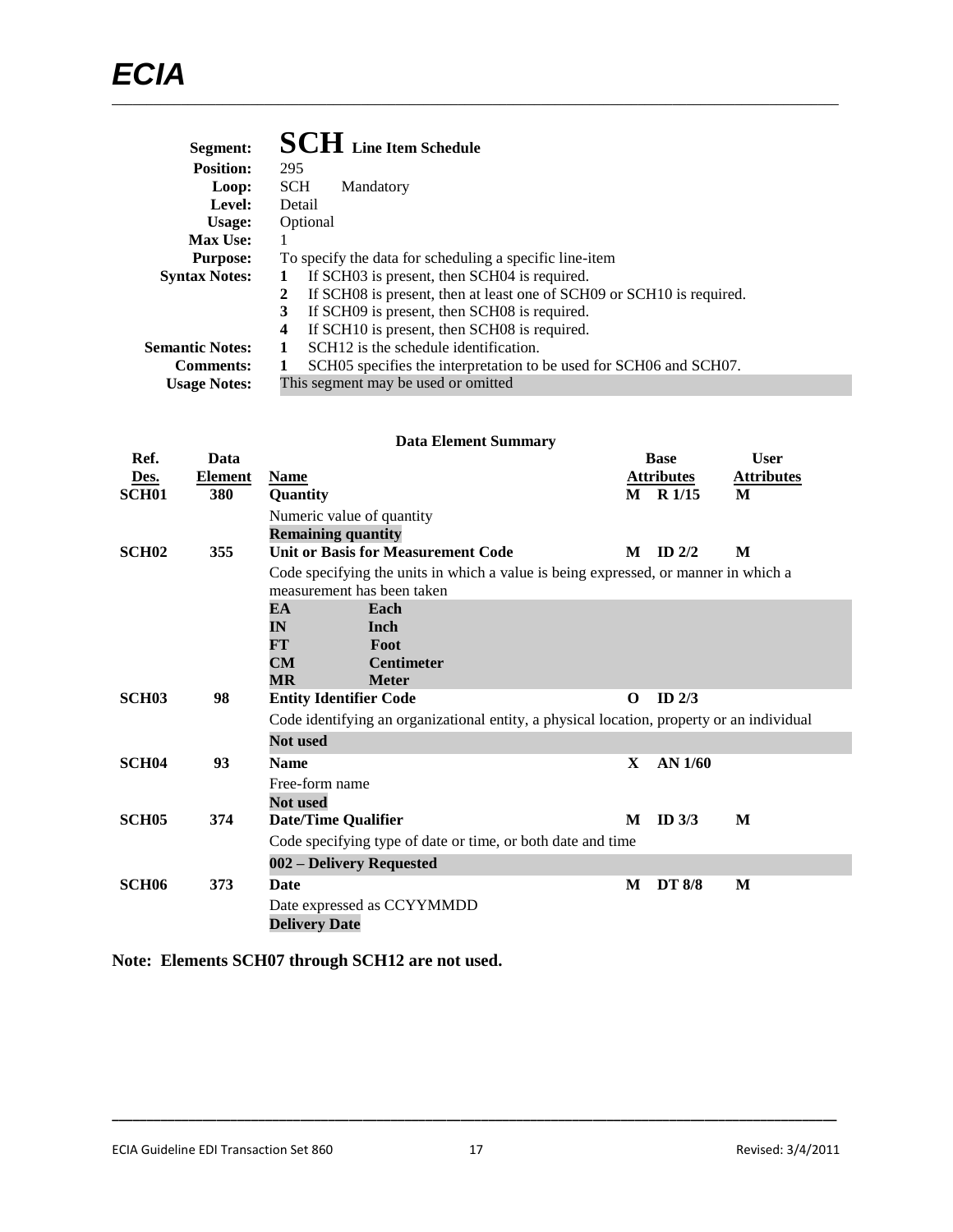# SCH Line Item Schedule

**Segment:** SCH Line Item Schedule
**Position:** 295
**Loop:** SCH Mandatory
**Level:** Detail
**Usage:** Optional
**Max Use:** 1
**Purpose:** To specify the data for scheduling a specific line-item
**Syntax Notes:**
1. If SCH03 is present, then SCH04 is required.
2. If SCH08 is present, then at least one of SCH09 or SCH10 is required.
3. If SCH09 is present, then SCH08 is required.
4. If SCH10 is present, then SCH08 is required.

**Semantic Notes:**
1. SCH12 is the schedule identification.

**Comments:**
1. SCH05 specifies the interpretation to be used for SCH06 and SCH07.

**Usage Notes:** This segment may be used or omitted

**Data Element Summary**

| Ref. Des. | Data Element | Name | Base Attributes | | User Attributes |
|---|---|---|---|---|---|
| SCH01 | 380 | **Quantity**<br>Numeric value of quantity<br>**Remaining quantity** | M | R 1/15 | M |
| SCH02 | 355 | **Unit or Basis for Measurement Code**<br>Code specifying the units in which a value is being expressed, or manner in which a measurement has been taken<br>**EA** Each<br>**IN** Inch<br>**FT** Foot<br>**CM** Centimeter<br>**MR** Meter | M | ID 2/2 | M |
| SCH03 | 98 | **Entity Identifier Code**<br>Code identifying an organizational entity, a physical location, property or an individual<br>**Not used** | O | ID 2/3 | |
| SCH04 | 93 | **Name**<br>Free-form name<br>**Not used** | X | AN 1/60 | |
| SCH05 | 374 | **Date/Time Qualifier**<br>Code specifying type of date or time, or both date and time<br>**002 – Delivery Requested** | M | ID 3/3 | M |
| SCH06 | 373 | **Date**<br>Date expressed as CCYYMMDD<br>**Delivery Date** | M | DT 8/8 | M |

**Note: Elements SCH07 through SCH12 are not used.**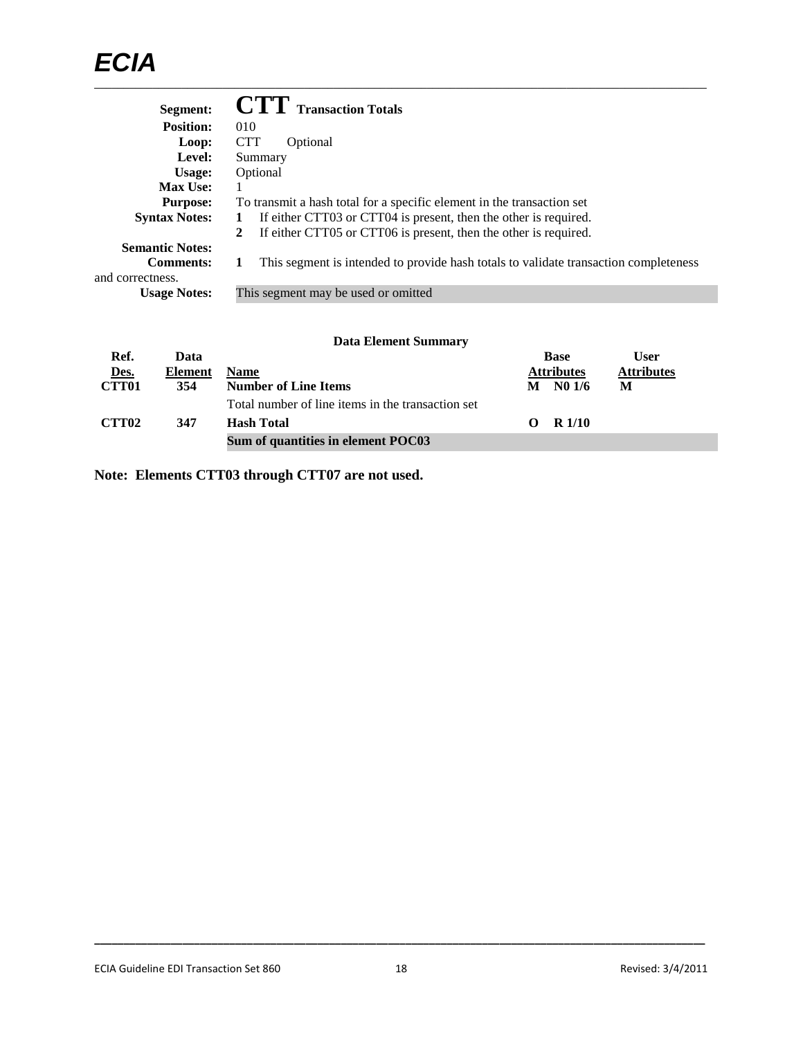**Segment:** **CTT** Transaction Totals

**Position:** 010

**Loop:** CTT Optional

**Level:** Summary

**Usage:** Optional

**Max Use:** 1

**Purpose:** To transmit a hash total for a specific element in the transaction set

**Syntax Notes:**
1. If either CTT03 or CTT04 is present, then the other is required.
2. If either CTT05 or CTT06 is present, then the other is required.

**Semantic Notes:**

**Comments:**
1. This segment is intended to provide hash totals to validate transaction completeness and correctness.

**Usage Notes:** This segment may be used or omitted

**Data Element Summary**

| Ref. Des. | Data Element | Name | Base Attributes | User Attributes |
|---|---|---|---|---|
| **CTT01** | **354** | **Number of Line Items** | **M N0 1/6** | **M** |
| | | Total number of line items in the transaction set | | |
| **CTT02** | **347** | **Hash Total** | **O R 1/10** | |
| | | **Sum of quantities in element POC03** | | |

**Note: Elements CTT03 through CTT07 are not used.**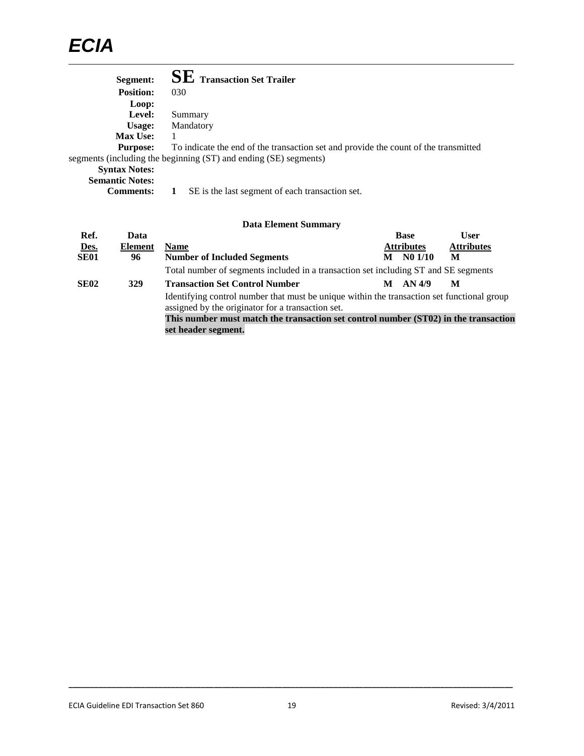**Segment:** **SE** **Transaction Set Trailer**
**Position:** 030
**Loop:**
**Level:** Summary
**Usage:** Mandatory
**Max Use:** 1
**Purpose:** To indicate the end of the transaction set and provide the count of the transmitted segments (including the beginning (ST) and ending (SE) segments)
**Syntax Notes:**
**Semantic Notes:**
**Comments:** **1** SE is the last segment of each transaction set.

**Data Element Summary**

| Ref. Des. | Data Element | Name | Base Attributes | | User Attributes |
|---|---|---|---|---|---|
| **SE01** | **96** | **Number of Included Segments** | **M** | **N0 1/10** | **M** |
| | | Total number of segments included in a transaction set including ST and SE segments | | | |
| **SE02** | **329** | **Transaction Set Control Number** | **M** | **AN 4/9** | **M** |
| | | Identifying control number that must be unique within the transaction set functional group assigned by the originator for a transaction set. **This number must match the transaction set control number (ST02) in the transaction set header segment.** | | | |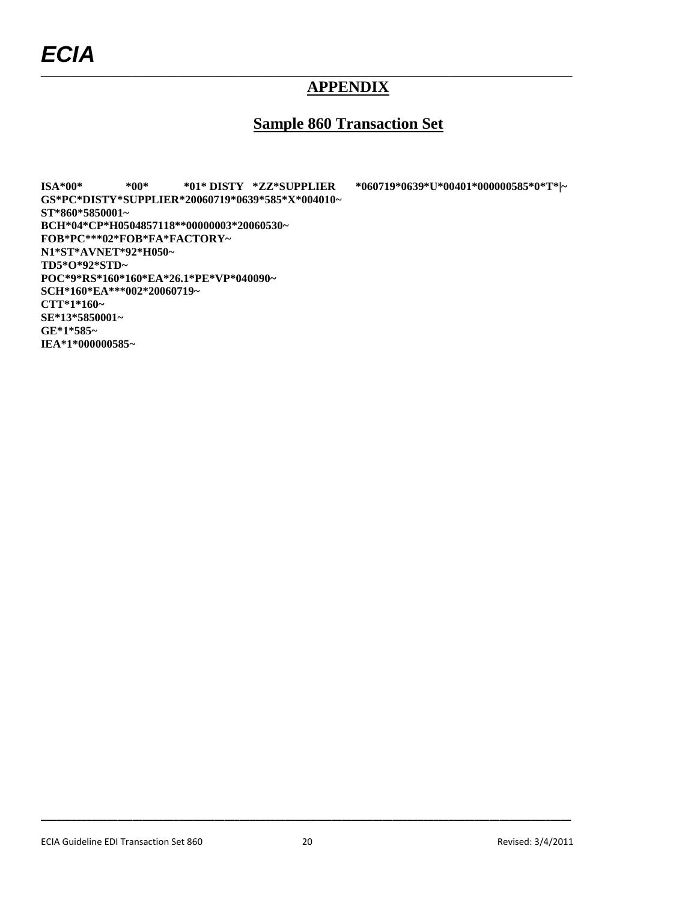## APPENDIX

## Sample 860 Transaction Set

```
ISA*00*          *00*          *01* DISTY   *ZZ*SUPPLIER      *060719*0639*U*00401*000000585*0*T*|~
GS*PC*DISTY*SUPPLIER*20060719*0639*585*X*004010~
ST*860*5850001~
BCH*04*CP*H0504857118**00000003*20060530~
FOB*PC***02*FOB*FA*FACTORY~
N1*ST*AVNET*92*H050~
TD5*O*92*STD~
POC*9*RS*160*160*EA*26.1*PE*VP*040090~
SCH*160*EA***002*20060719~
CTT*1*160~
SE*13*5850001~
GE*1*585~
IEA*1*000000585~
```